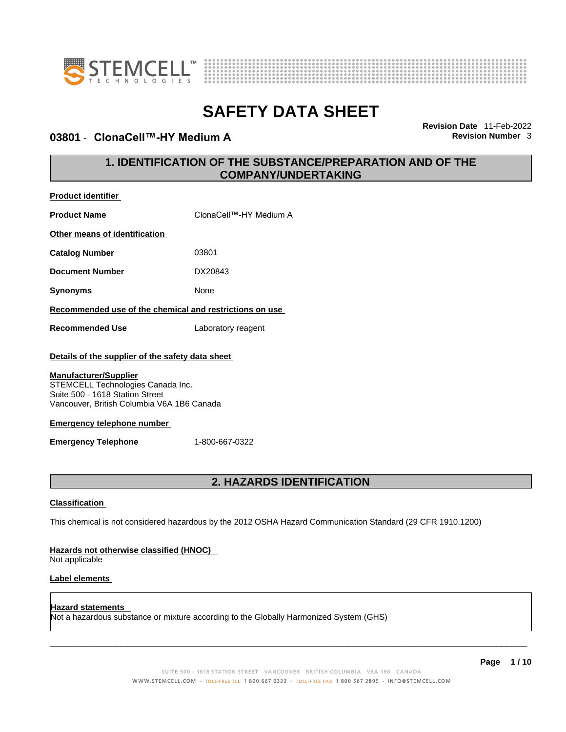# SAFETY DATA SHEET

## 03801 - ClonaCell™-HY Medium A

**Revision Date** 11-Feb-2022
**Revision Number** 3

## 1. IDENTIFICATION OF THE SUBSTANCE/PREPARATION AND OF THE COMPANY/UNDERTAKING

**Product identifier**

| | |
|---|---|
| **Product Name** | ClonaCell™-HY Medium A |

**Other means of identification**

| | |
|---|---|
| **Catalog Number** | 03801 |
| **Document Number** | DX20843 |
| **Synonyms** | None |

**Recommended use of the chemical and restrictions on use**

| | |
|---|---|
| **Recommended Use** | Laboratory reagent |

**Details of the supplier of the safety data sheet**

**Manufacturer/Supplier**
STEMCELL Technologies Canada Inc.
Suite 500 - 1618 Station Street
Vancouver, British Columbia V6A 1B6 Canada

**Emergency telephone number**

| | |
|---|---|
| **Emergency Telephone** | 1-800-667-0322 |

## 2. HAZARDS IDENTIFICATION

**Classification**

This chemical is not considered hazardous by the 2012 OSHA Hazard Communication Standard (29 CFR 1910.1200)

**Hazards not otherwise classified (HNOC)**
Not applicable

**Label elements**

**Hazard statements**
Not a hazardous substance or mixture according to the Globally Harmonized System (GHS)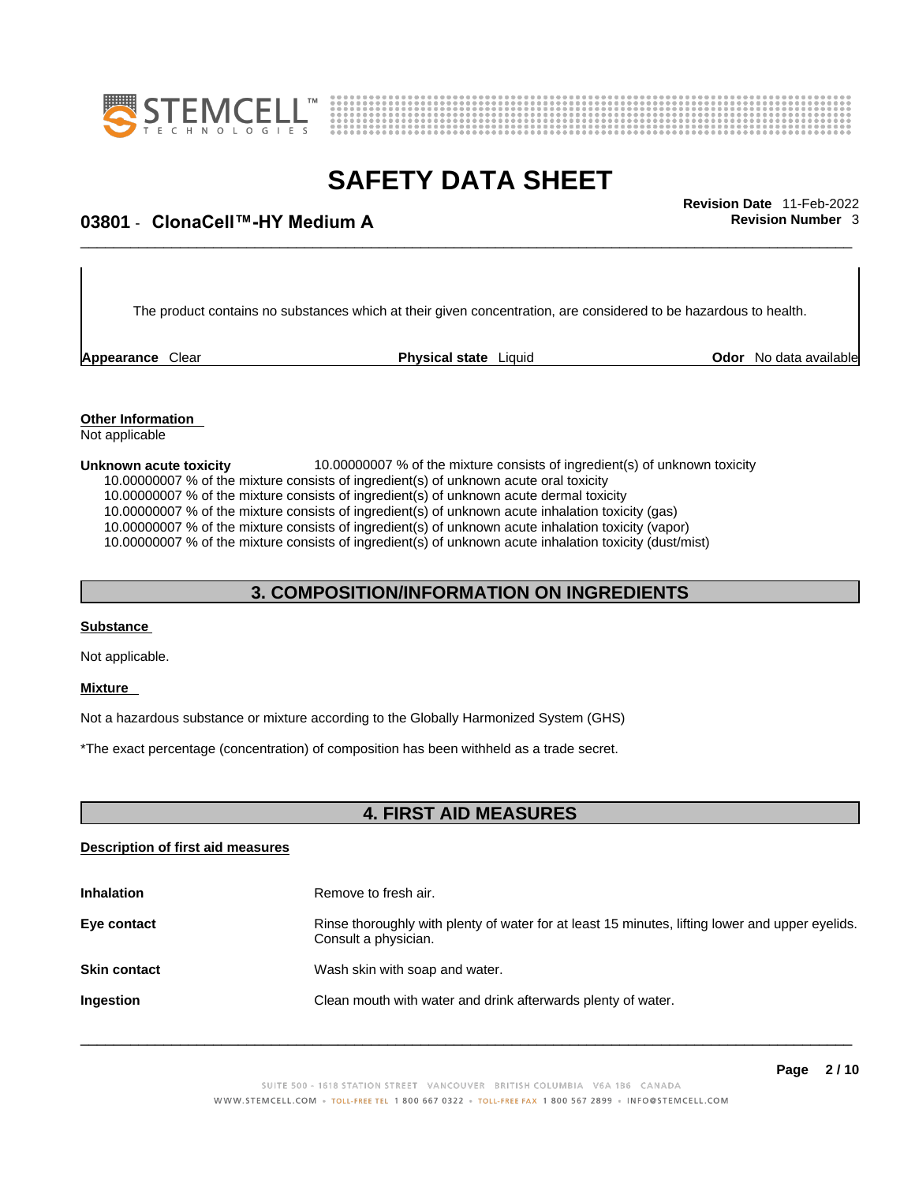The product contains no substances which at their given concentration, are considered to be hazardous to health.

**Appearance** Clear **Physical state** Liquid **Odor** No data available

**Other Information**
Not applicable

**Unknown acute toxicity** 10.00000007 % of the mixture consists of ingredient(s) of unknown toxicity

10.00000007 % of the mixture consists of ingredient(s) of unknown acute oral toxicity
10.00000007 % of the mixture consists of ingredient(s) of unknown acute dermal toxicity
10.00000007 % of the mixture consists of ingredient(s) of unknown acute inhalation toxicity (gas)
10.00000007 % of the mixture consists of ingredient(s) of unknown acute inhalation toxicity (vapor)
10.00000007 % of the mixture consists of ingredient(s) of unknown acute inhalation toxicity (dust/mist)

## 3. COMPOSITION/INFORMATION ON INGREDIENTS

**Substance**

Not applicable.

**Mixture**

Not a hazardous substance or mixture according to the Globally Harmonized System (GHS)

*The exact percentage (concentration) of composition has been withheld as a trade secret.

## 4. FIRST AID MEASURES

**Description of first aid measures**

**Inhalation** Remove to fresh air.

**Eye contact** Rinse thoroughly with plenty of water for at least 15 minutes, lifting lower and upper eyelids. Consult a physician.

**Skin contact** Wash skin with soap and water.

**Ingestion** Clean mouth with water and drink afterwards plenty of water.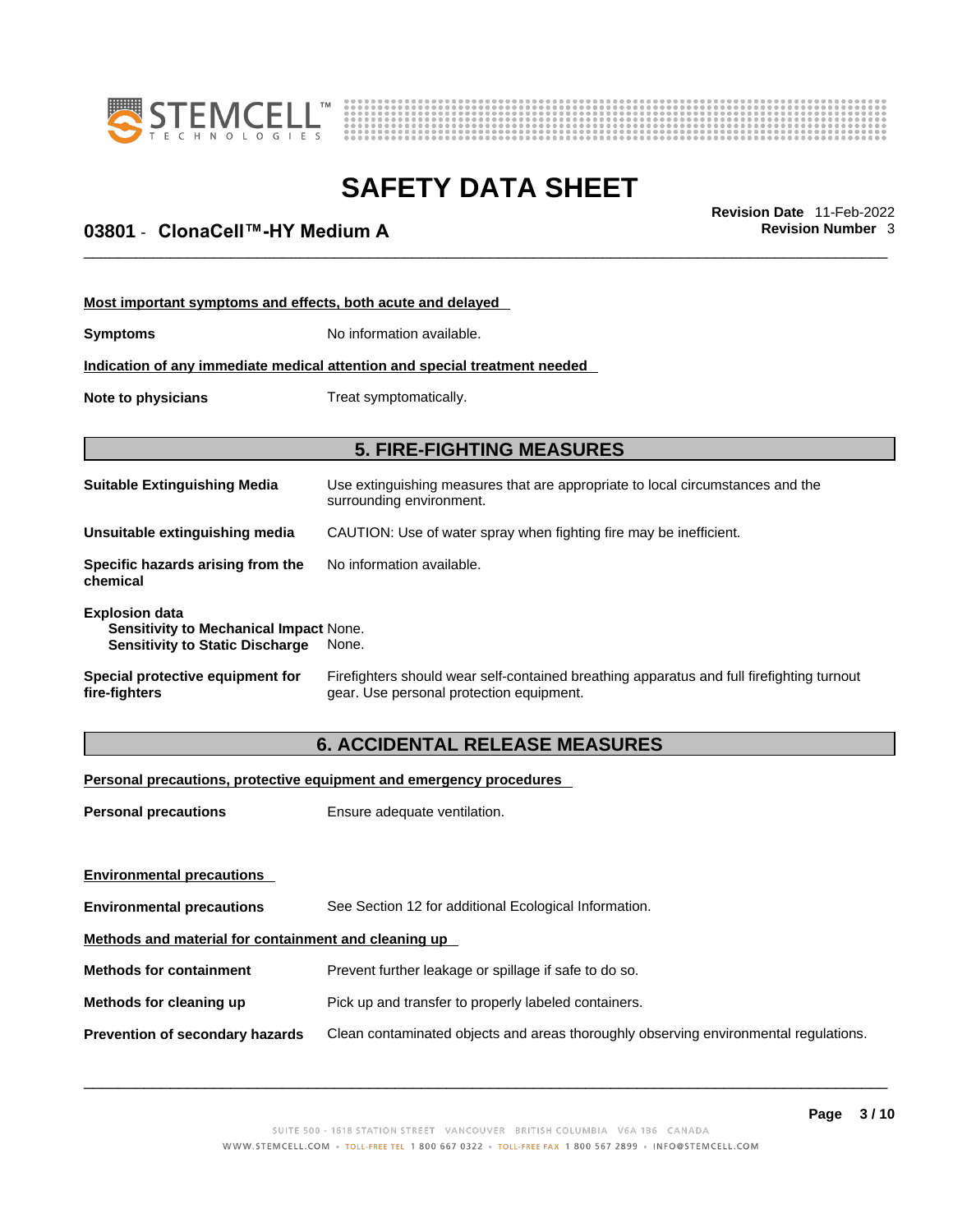**Most important symptoms and effects, both acute and delayed**

| | |
|---|---|
| **Symptoms** | No information available. |

**Indication of any immediate medical attention and special treatment needed**

| | |
|---|---|
| **Note to physicians** | Treat symptomatically. |

## 5. FIRE-FIGHTING MEASURES

| | |
|---|---|
| **Suitable Extinguishing Media** | Use extinguishing measures that are appropriate to local circumstances and the surrounding environment. |
| **Unsuitable extinguishing media** | CAUTION: Use of water spray when fighting fire may be inefficient. |
| **Specific hazards arising from the chemical** | No information available. |

**Explosion data**

| | |
|---|---|
| **Sensitivity to Mechanical Impact** | None. |
| **Sensitivity to Static Discharge** | None. |

| | |
|---|---|
| **Special protective equipment for fire-fighters** | Firefighters should wear self-contained breathing apparatus and full firefighting turnout gear. Use personal protection equipment. |

## 6. ACCIDENTAL RELEASE MEASURES

**Personal precautions, protective equipment and emergency procedures**

| | |
|---|---|
| **Personal precautions** | Ensure adequate ventilation. |

**Environmental precautions**

| | |
|---|---|
| **Environmental precautions** | See Section 12 for additional Ecological Information. |

**Methods and material for containment and cleaning up**

| | |
|---|---|
| **Methods for containment** | Prevent further leakage or spillage if safe to do so. |
| **Methods for cleaning up** | Pick up and transfer to properly labeled containers. |
| **Prevention of secondary hazards** | Clean contaminated objects and areas thoroughly observing environmental regulations. |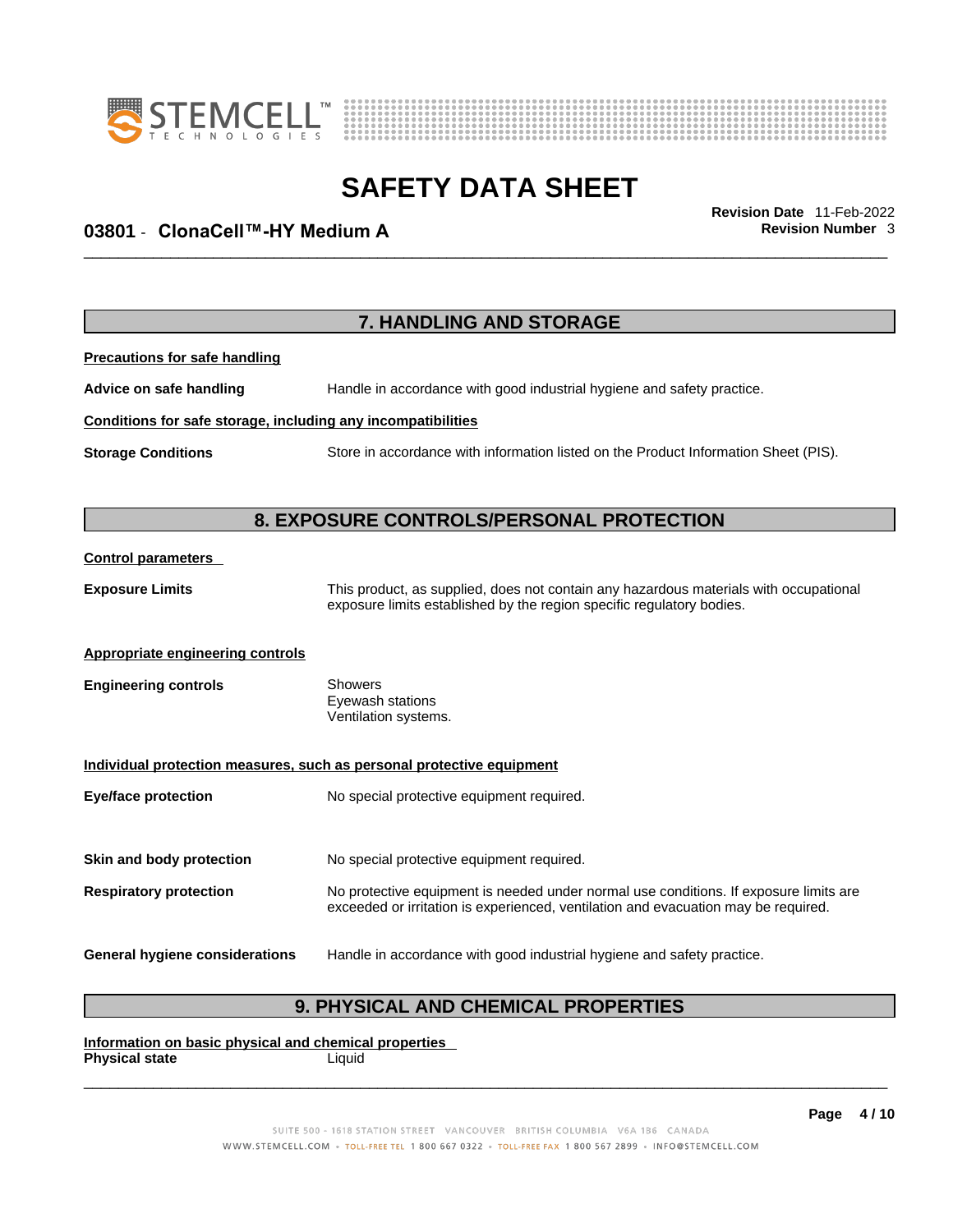## 7. HANDLING AND STORAGE

**Precautions for safe handling**

**Advice on safe handling** Handle in accordance with good industrial hygiene and safety practice.

**Conditions for safe storage, including any incompatibilities**

**Storage Conditions** Store in accordance with information listed on the Product Information Sheet (PIS).

## 8. EXPOSURE CONTROLS/PERSONAL PROTECTION

**Control parameters**

**Exposure Limits** This product, as supplied, does not contain any hazardous materials with occupational exposure limits established by the region specific regulatory bodies.

**Appropriate engineering controls**

**Engineering controls** Showers
Eyewash stations
Ventilation systems.

**Individual protection measures, such as personal protective equipment**

**Eye/face protection** No special protective equipment required.

**Skin and body protection** No special protective equipment required.

**Respiratory protection** No protective equipment is needed under normal use conditions. If exposure limits are exceeded or irritation is experienced, ventilation and evacuation may be required.

**General hygiene considerations** Handle in accordance with good industrial hygiene and safety practice.

## 9. PHYSICAL AND CHEMICAL PROPERTIES

**Information on basic physical and chemical properties**

**Physical state** Liquid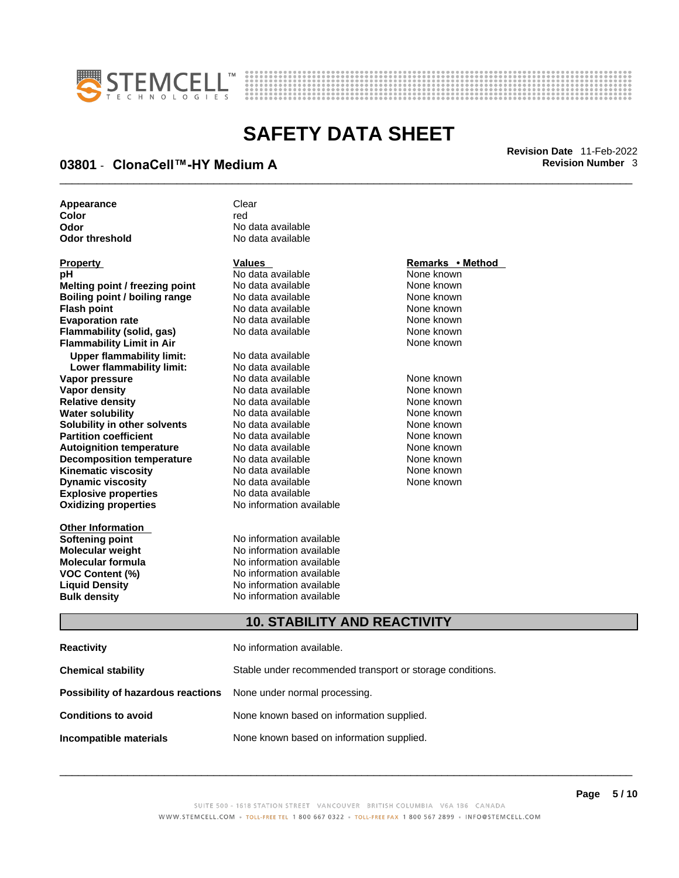| | |
|---|---|
| **Appearance** | Clear |
| **Color** | red |
| **Odor** | No data available |
| **Odor threshold** | No data available |

| Property | Values | Remarks • Method |
|---|---|---|
| **pH** | No data available | None known |
| **Melting point / freezing point** | No data available | None known |
| **Boiling point / boiling range** | No data available | None known |
| **Flash point** | No data available | None known |
| **Evaporation rate** | No data available | None known |
| **Flammability (solid, gas)** | No data available | None known |
| **Flammability Limit in Air** | | None known |
| **Upper flammability limit:** | No data available | |
| **Lower flammability limit:** | No data available | |
| **Vapor pressure** | No data available | None known |
| **Vapor density** | No data available | None known |
| **Relative density** | No data available | None known |
| **Water solubility** | No data available | None known |
| **Solubility in other solvents** | No data available | None known |
| **Partition coefficient** | No data available | None known |
| **Autoignition temperature** | No data available | None known |
| **Decomposition temperature** | No data available | None known |
| **Kinematic viscosity** | No data available | None known |
| **Dynamic viscosity** | No data available | None known |
| **Explosive properties** | No data available | |
| **Oxidizing properties** | No information available | |

| Other Information | |
|---|---|
| **Softening point** | No information available |
| **Molecular weight** | No information available |
| **Molecular formula** | No information available |
| **VOC Content (%)** | No information available |
| **Liquid Density** | No information available |
| **Bulk density** | No information available |

## 10. STABILITY AND REACTIVITY

| | |
|---|---|
| **Reactivity** | No information available. |
| **Chemical stability** | Stable under recommended transport or storage conditions. |
| **Possibility of hazardous reactions** | None under normal processing. |
| **Conditions to avoid** | None known based on information supplied. |
| **Incompatible materials** | None known based on information supplied. |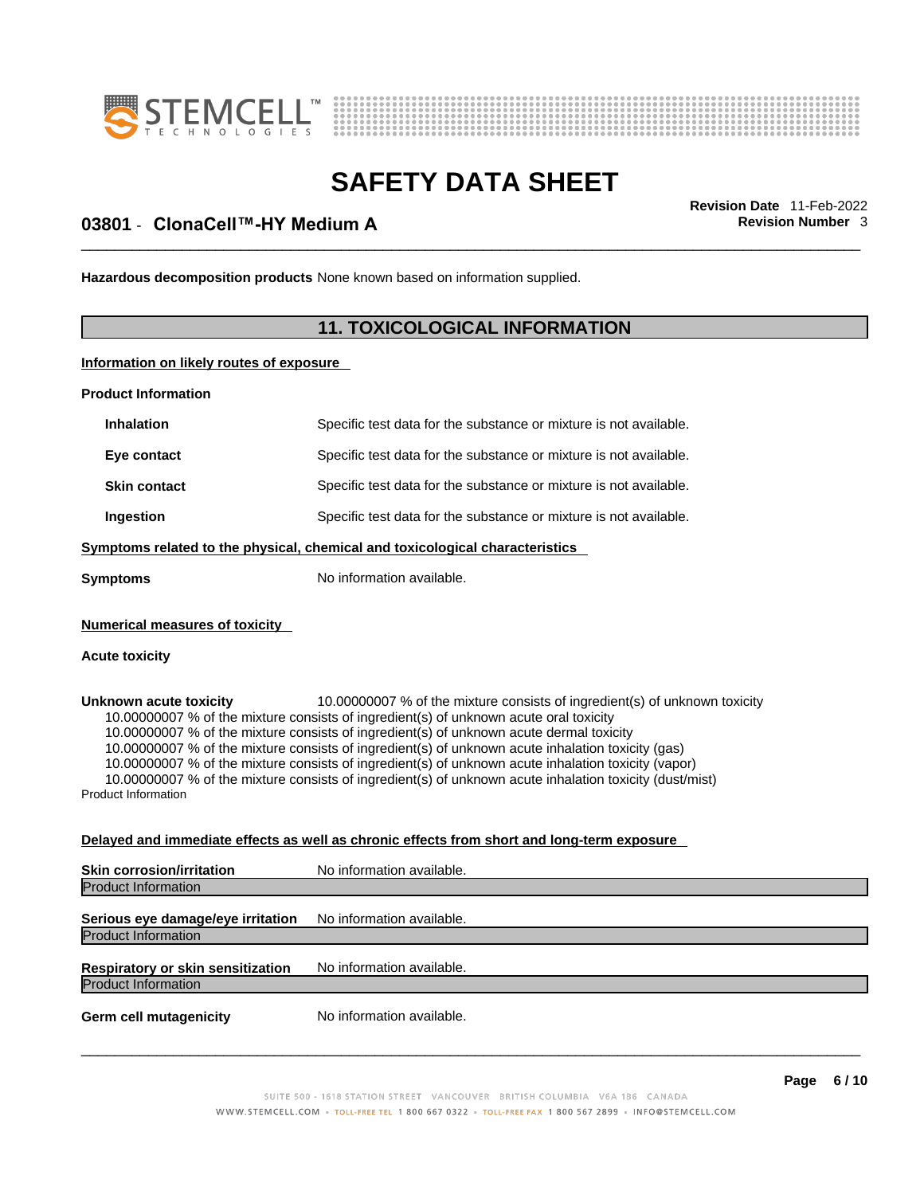**Hazardous decomposition products** None known based on information supplied.

## 11. TOXICOLOGICAL INFORMATION

**Information on likely routes of exposure**

**Product Information**

| | |
|---|---|
| **Inhalation** | Specific test data for the substance or mixture is not available. |
| **Eye contact** | Specific test data for the substance or mixture is not available. |
| **Skin contact** | Specific test data for the substance or mixture is not available. |
| **Ingestion** | Specific test data for the substance or mixture is not available. |

**Symptoms related to the physical, chemical and toxicological characteristics**

**Symptoms** No information available.

**Numerical measures of toxicity**

**Acute toxicity**

**Unknown acute toxicity** 10.00000007 % of the mixture consists of ingredient(s) of unknown toxicity
10.00000007 % of the mixture consists of ingredient(s) of unknown acute oral toxicity
10.00000007 % of the mixture consists of ingredient(s) of unknown acute dermal toxicity
10.00000007 % of the mixture consists of ingredient(s) of unknown acute inhalation toxicity (gas)
10.00000007 % of the mixture consists of ingredient(s) of unknown acute inhalation toxicity (vapor)
10.00000007 % of the mixture consists of ingredient(s) of unknown acute inhalation toxicity (dust/mist)
Product Information

**Delayed and immediate effects as well as chronic effects from short and long-term exposure**

**Skin corrosion/irritation** No information available.
Product Information

**Serious eye damage/eye irritation** No information available.
Product Information

**Respiratory or skin sensitization** No information available.
Product Information

**Germ cell mutagenicity** No information available.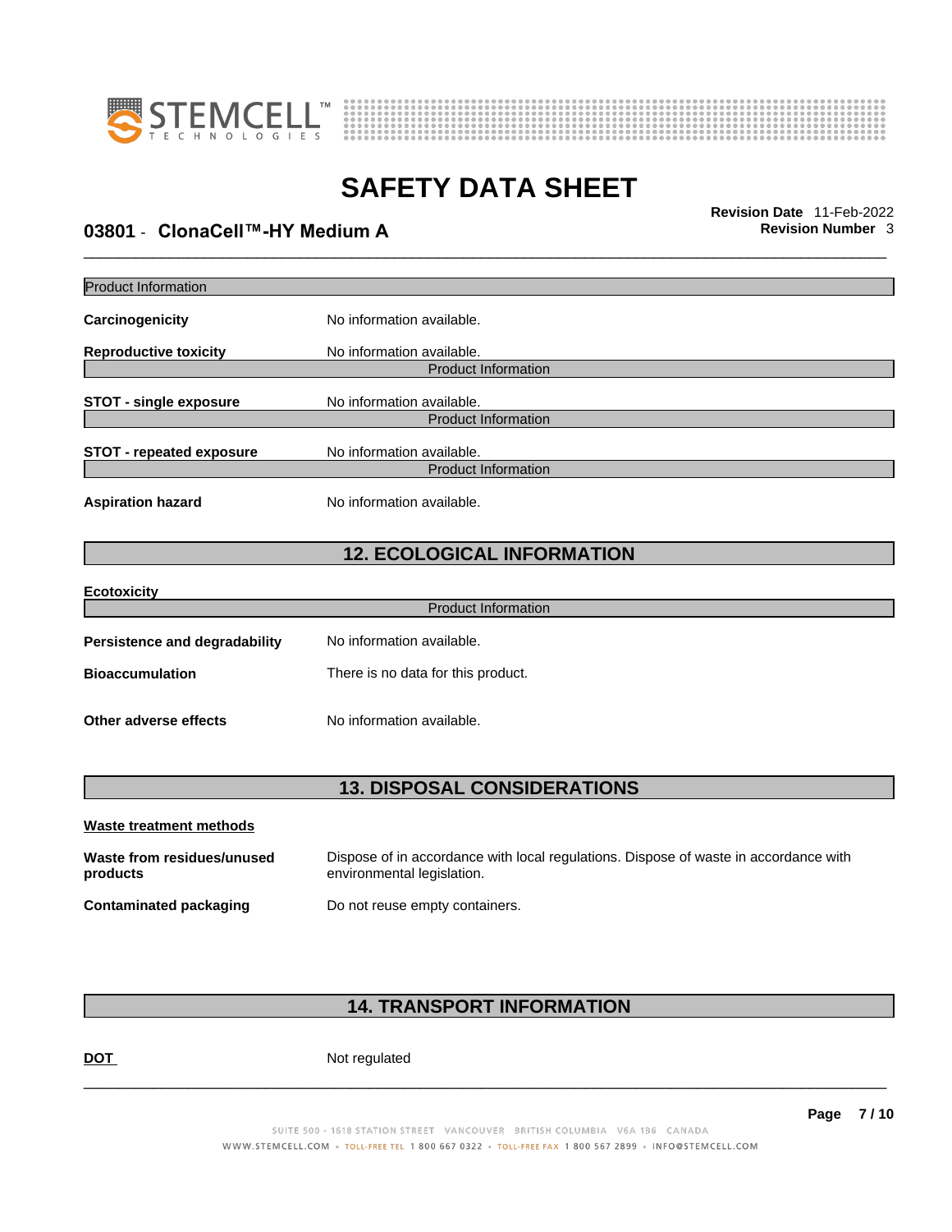Product Information

**Carcinogenicity** No information available.

**Reproductive toxicity** No information available.

Product Information

**STOT - single exposure** No information available.

Product Information

**STOT - repeated exposure** No information available.

Product Information

**Aspiration hazard** No information available.

## 12. ECOLOGICAL INFORMATION

**Ecotoxicity**

Product Information

**Persistence and degradability** No information available.

**Bioaccumulation** There is no data for this product.

**Other adverse effects** No information available.

## 13. DISPOSAL CONSIDERATIONS

**Waste treatment methods**

**Waste from residues/unused products** Dispose of in accordance with local regulations. Dispose of waste in accordance with environmental legislation.

**Contaminated packaging** Do not reuse empty containers.

## 14. TRANSPORT INFORMATION

**DOT** Not regulated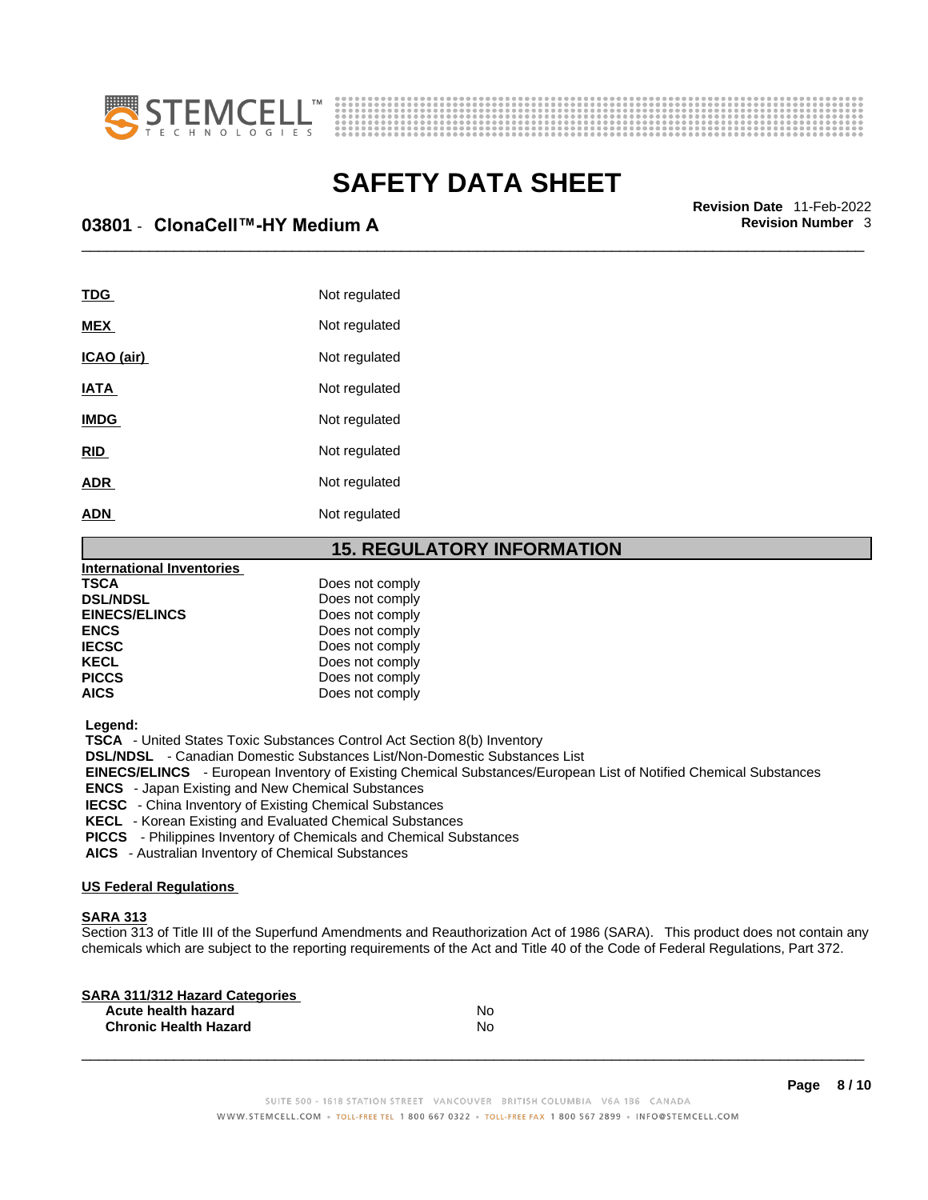| | |
|---|---|
| **TDG** | Not regulated |
| **MEX** | Not regulated |
| **ICAO (air)** | Not regulated |
| **IATA** | Not regulated |
| **IMDG** | Not regulated |
| **RID** | Not regulated |
| **ADR** | Not regulated |
| **ADN** | Not regulated |

## 15. REGULATORY INFORMATION

**International Inventories**

| | |
|---|---|
| **TSCA** | Does not comply |
| **DSL/NDSL** | Does not comply |
| **EINECS/ELINCS** | Does not comply |
| **ENCS** | Does not comply |
| **IECSC** | Does not comply |
| **KECL** | Does not comply |
| **PICCS** | Does not comply |
| **AICS** | Does not comply |

**Legend:**

**TSCA** - United States Toxic Substances Control Act Section 8(b) Inventory
**DSL/NDSL** - Canadian Domestic Substances List/Non-Domestic Substances List
**EINECS/ELINCS** - European Inventory of Existing Chemical Substances/European List of Notified Chemical Substances
**ENCS** - Japan Existing and New Chemical Substances
**IECSC** - China Inventory of Existing Chemical Substances
**KECL** - Korean Existing and Evaluated Chemical Substances
**PICCS** - Philippines Inventory of Chemicals and Chemical Substances
**AICS** - Australian Inventory of Chemical Substances

**US Federal Regulations**

**SARA 313**

Section 313 of Title III of the Superfund Amendments and Reauthorization Act of 1986 (SARA). This product does not contain any chemicals which are subject to the reporting requirements of the Act and Title 40 of the Code of Federal Regulations, Part 372.

**SARA 311/312 Hazard Categories**

| | |
|---|---|
| **Acute health hazard** | No |
| **Chronic Health Hazard** | No |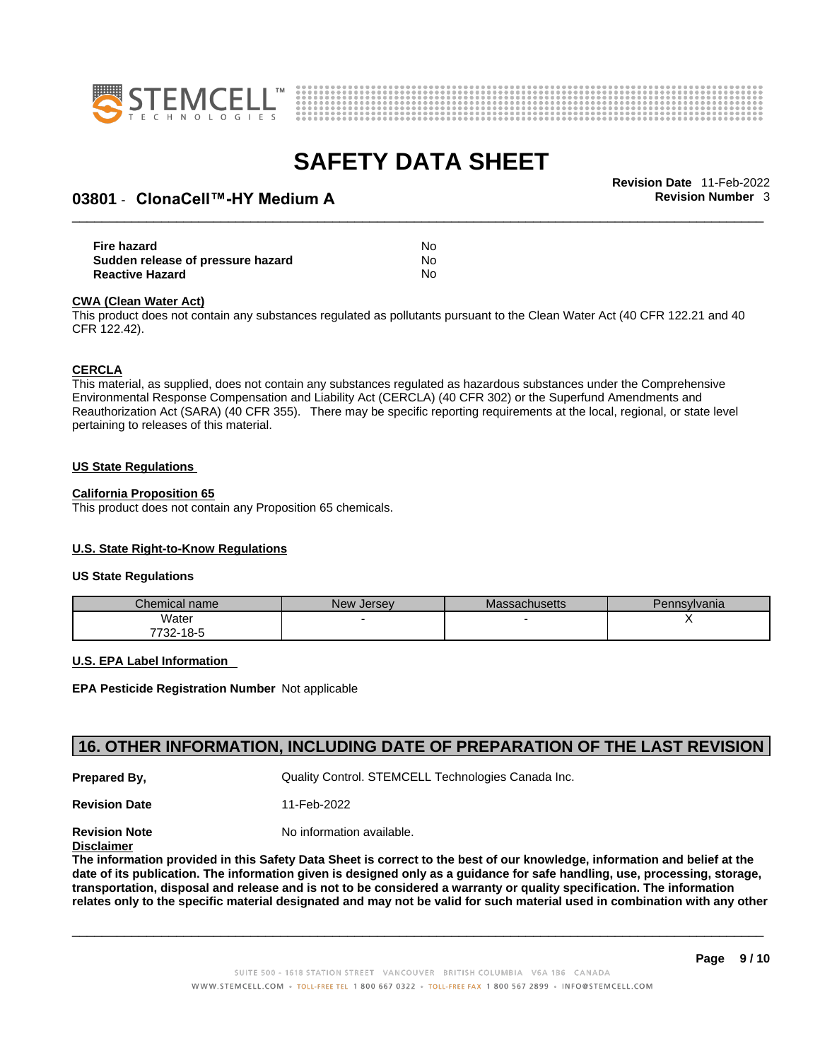| | |
|---|---|
| **Fire hazard** | No |
| **Sudden release of pressure hazard** | No |
| **Reactive Hazard** | No |

**CWA (Clean Water Act)**

This product does not contain any substances regulated as pollutants pursuant to the Clean Water Act (40 CFR 122.21 and 40 CFR 122.42).

**CERCLA**

This material, as supplied, does not contain any substances regulated as hazardous substances under the Comprehensive Environmental Response Compensation and Liability Act (CERCLA) (40 CFR 302) or the Superfund Amendments and Reauthorization Act (SARA) (40 CFR 355). There may be specific reporting requirements at the local, regional, or state level pertaining to releases of this material.

**US State Regulations**

**California Proposition 65**

This product does not contain any Proposition 65 chemicals.

**U.S. State Right-to-Know Regulations**

**US State Regulations**

| Chemical name | New Jersey | Massachusetts | Pennsylvania |
|---|---|---|---|
| Water 7732-18-5 | - | - | X |

**U.S. EPA Label Information**

**EPA Pesticide Registration Number** Not applicable

## 16. OTHER INFORMATION, INCLUDING DATE OF PREPARATION OF THE LAST REVISION

**Prepared By,** Quality Control. STEMCELL Technologies Canada Inc.

**Revision Date** 11-Feb-2022

**Revision Note** No information available.

**Disclaimer**

**The information provided in this Safety Data Sheet is correct to the best of our knowledge, information and belief at the date of its publication. The information given is designed only as a guidance for safe handling, use, processing, storage, transportation, disposal and release and is not to be considered a warranty or quality specification. The information relates only to the specific material designated and may not be valid for such material used in combination with any other**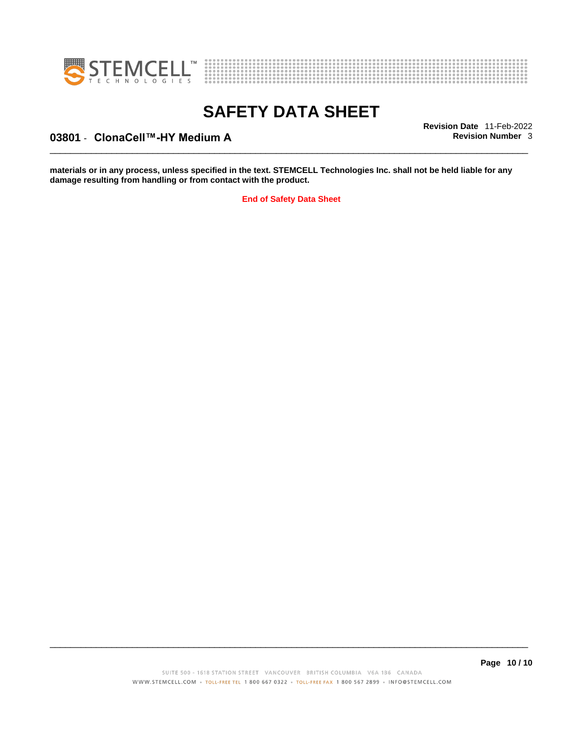**materials or in any process, unless specified in the text. STEMCELL Technologies Inc. shall not be held liable for any damage resulting from handling or from contact with the product.**

**End of Safety Data Sheet**